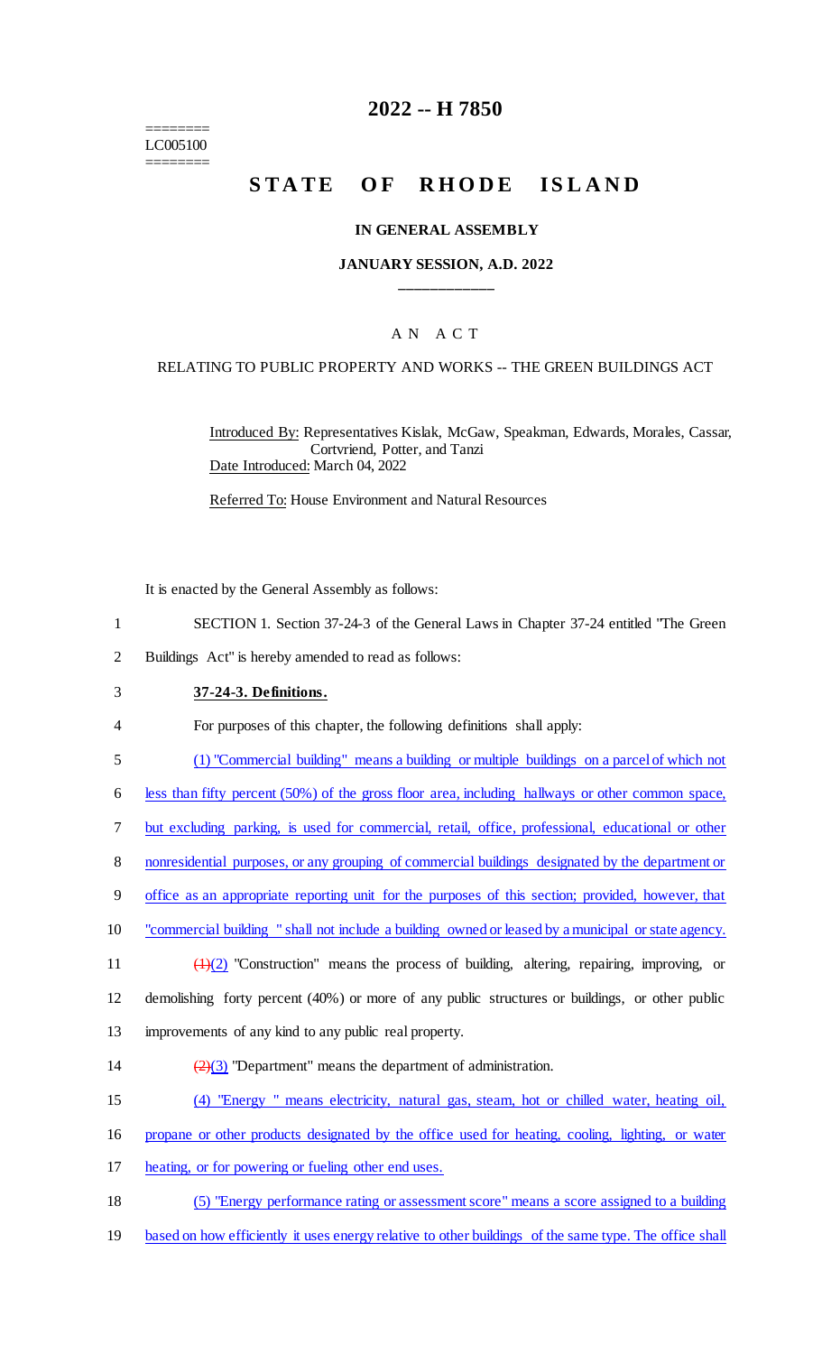========
LC005100
========

# 2022 -- H 7850

# STATE OF RHODE ISLAND

### IN GENERAL ASSEMBLY

### JANUARY SESSION, A.D. 2022

____________

A N A C T

RELATING TO PUBLIC PROPERTY AND WORKS -- THE GREEN BUILDINGS ACT

Introduced By: Representatives Kislak, McGaw, Speakman, Edwards, Morales, Cassar, Cortvriend, Potter, and Tanzi

Date Introduced: March 04, 2022

Referred To: House Environment and Natural Resources

It is enacted by the General Assembly as follows:

1 SECTION 1. Section 37-24-3 of the General Laws in Chapter 37-24 entitled "The Green
2 Buildings Act" is hereby amended to read as follows:

3 **37-24-3. Definitions.**

4 For purposes of this chapter, the following definitions shall apply:

5 (1) "Commercial building" means a building or multiple buildings on a parcel of which not
6 less than fifty percent (50%) of the gross floor area, including hallways or other common space,
7 but excluding parking, is used for commercial, retail, office, professional, educational or other
8 nonresidential purposes, or any grouping of commercial buildings designated by the department or
9 office as an appropriate reporting unit for the purposes of this section; provided, however, that
10 "commercial building " shall not include a building owned or leased by a municipal or state agency.

11 ~~(1)~~(2) "Construction" means the process of building, altering, repairing, improving, or
12 demolishing forty percent (40%) or more of any public structures or buildings, or other public
13 improvements of any kind to any public real property.

14 ~~(2)~~(3) "Department" means the department of administration.

15 (4) "Energy " means electricity, natural gas, steam, hot or chilled water, heating oil,
16 propane or other products designated by the office used for heating, cooling, lighting, or water
17 heating, or for powering or fueling other end uses.

18 (5) "Energy performance rating or assessment score" means a score assigned to a building
19 based on how efficiently it uses energy relative to other buildings of the same type. The office shall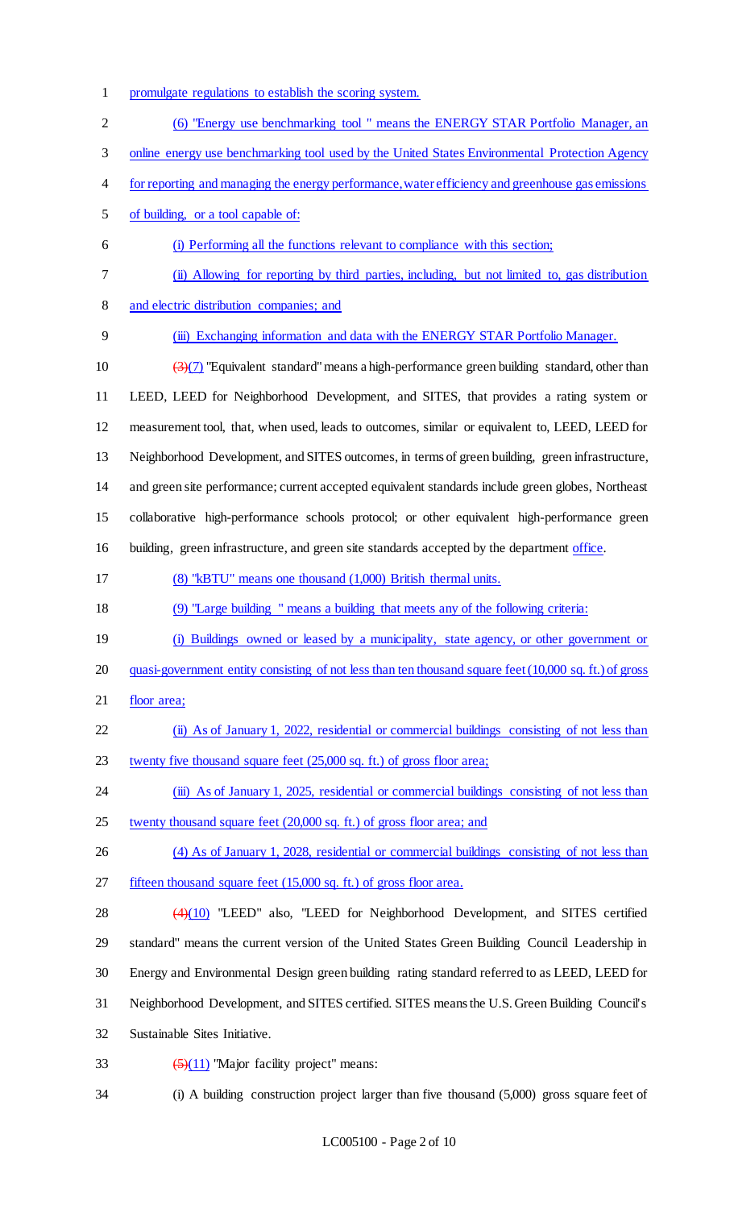promulgate regulations to establish the scoring system.

(6) "Energy use benchmarking tool " means the ENERGY STAR Portfolio Manager, an online energy use benchmarking tool used by the United States Environmental Protection Agency for reporting and managing the energy performance, water efficiency and greenhouse gas emissions of building, or a tool capable of:

(i) Performing all the functions relevant to compliance with this section;

(ii) Allowing for reporting by third parties, including, but not limited to, gas distribution and electric distribution companies; and

(iii) Exchanging information and data with the ENERGY STAR Portfolio Manager.

~~(3)~~(7) "Equivalent standard" means a high-performance green building standard, other than LEED, LEED for Neighborhood Development, and SITES, that provides a rating system or measurement tool, that, when used, leads to outcomes, similar or equivalent to, LEED, LEED for Neighborhood Development, and SITES outcomes, in terms of green building, green infrastructure, and green site performance; current accepted equivalent standards include green globes, Northeast collaborative high-performance schools protocol; or other equivalent high-performance green building, green infrastructure, and green site standards accepted by the department office.

(8) "kBTU" means one thousand (1,000) British thermal units.

(9) "Large building " means a building that meets any of the following criteria:

(i) Buildings owned or leased by a municipality, state agency, or other government or quasi-government entity consisting of not less than ten thousand square feet (10,000 sq. ft.) of gross floor area;

(ii) As of January 1, 2022, residential or commercial buildings consisting of not less than twenty five thousand square feet (25,000 sq. ft.) of gross floor area;

(iii) As of January 1, 2025, residential or commercial buildings consisting of not less than twenty thousand square feet (20,000 sq. ft.) of gross floor area; and

(4) As of January 1, 2028, residential or commercial buildings consisting of not less than fifteen thousand square feet (15,000 sq. ft.) of gross floor area.

~~(4)~~(10) "LEED" also, "LEED for Neighborhood Development, and SITES certified standard" means the current version of the United States Green Building Council Leadership in Energy and Environmental Design green building rating standard referred to as LEED, LEED for Neighborhood Development, and SITES certified. SITES means the U.S. Green Building Council's Sustainable Sites Initiative.

~~(5)~~(11) "Major facility project" means:

(i) A building construction project larger than five thousand (5,000) gross square feet of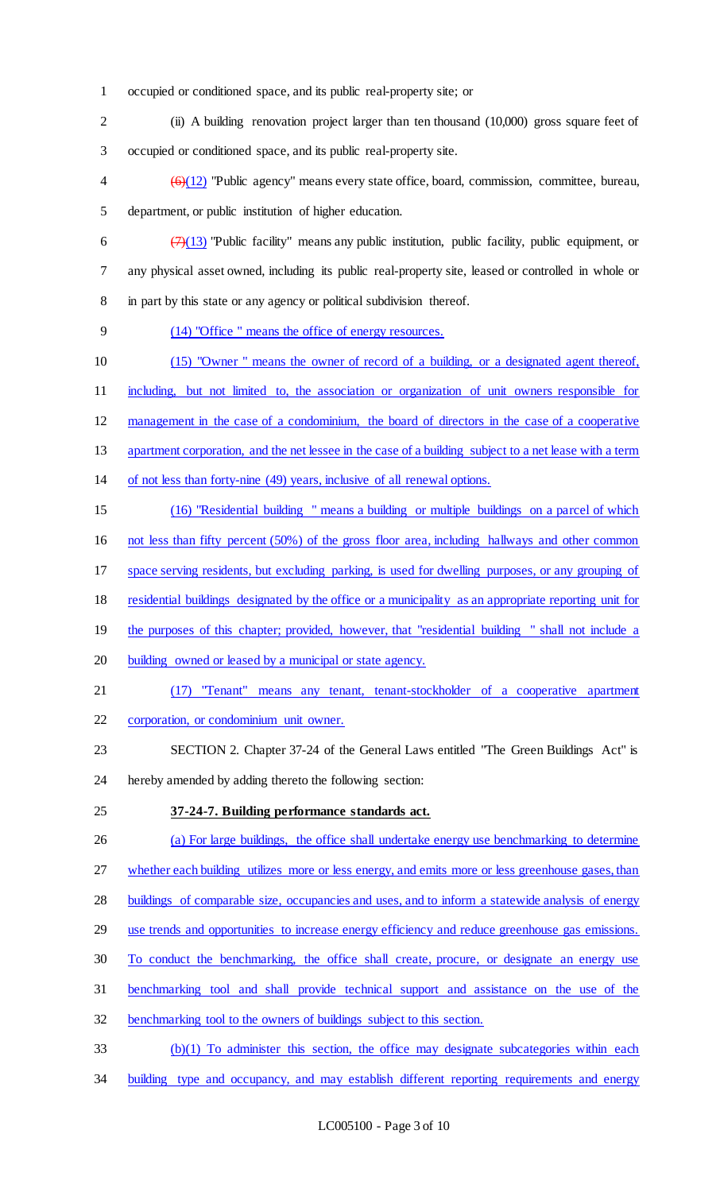occupied or conditioned space, and its public real-property site; or

(ii) A building renovation project larger than ten thousand (10,000) gross square feet of occupied or conditioned space, and its public real-property site.

~~(6)~~(12) "Public agency" means every state office, board, commission, committee, bureau, department, or public institution of higher education.

~~(7)~~(13) "Public facility" means any public institution, public facility, public equipment, or any physical asset owned, including its public real-property site, leased or controlled in whole or in part by this state or any agency or political subdivision thereof.

(14) "Office " means the office of energy resources.

(15) "Owner " means the owner of record of a building, or a designated agent thereof, including, but not limited to, the association or organization of unit owners responsible for management in the case of a condominium, the board of directors in the case of a cooperative apartment corporation, and the net lessee in the case of a building subject to a net lease with a term of not less than forty-nine (49) years, inclusive of all renewal options.

(16) "Residential building " means a building or multiple buildings on a parcel of which not less than fifty percent (50%) of the gross floor area, including hallways and other common space serving residents, but excluding parking, is used for dwelling purposes, or any grouping of residential buildings designated by the office or a municipality as an appropriate reporting unit for the purposes of this chapter; provided, however, that "residential building " shall not include a building owned or leased by a municipal or state agency.

(17) "Tenant" means any tenant, tenant-stockholder of a cooperative apartment corporation, or condominium unit owner.

SECTION 2. Chapter 37-24 of the General Laws entitled "The Green Buildings Act" is hereby amended by adding thereto the following section:

**37-24-7. Building performance standards act.**

(a) For large buildings, the office shall undertake energy use benchmarking to determine whether each building utilizes more or less energy, and emits more or less greenhouse gases, than buildings of comparable size, occupancies and uses, and to inform a statewide analysis of energy use trends and opportunities to increase energy efficiency and reduce greenhouse gas emissions. To conduct the benchmarking, the office shall create, procure, or designate an energy use benchmarking tool and shall provide technical support and assistance on the use of the benchmarking tool to the owners of buildings subject to this section.

(b)(1) To administer this section, the office may designate subcategories within each building type and occupancy, and may establish different reporting requirements and energy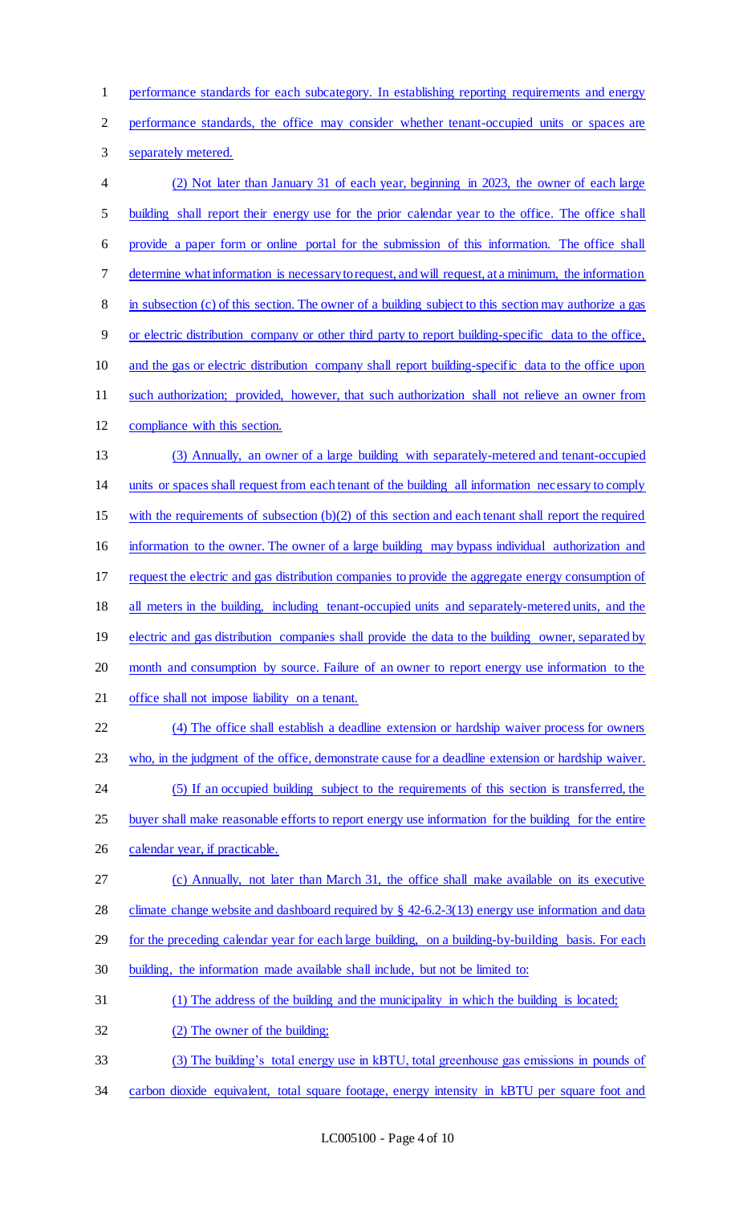performance standards for each subcategory. In establishing reporting requirements and energy performance standards, the office may consider whether tenant-occupied units or spaces are separately metered.

(2) Not later than January 31 of each year, beginning in 2023, the owner of each large building shall report their energy use for the prior calendar year to the office. The office shall provide a paper form or online portal for the submission of this information. The office shall determine what information is necessary to request, and will request, at a minimum, the information in subsection (c) of this section. The owner of a building subject to this section may authorize a gas or electric distribution company or other third party to report building-specific data to the office, and the gas or electric distribution company shall report building-specific data to the office upon such authorization; provided, however, that such authorization shall not relieve an owner from compliance with this section.

(3) Annually, an owner of a large building with separately-metered and tenant-occupied units or spaces shall request from each tenant of the building all information necessary to comply with the requirements of subsection (b)(2) of this section and each tenant shall report the required information to the owner. The owner of a large building may bypass individual authorization and request the electric and gas distribution companies to provide the aggregate energy consumption of all meters in the building, including tenant-occupied units and separately-metered units, and the electric and gas distribution companies shall provide the data to the building owner, separated by month and consumption by source. Failure of an owner to report energy use information to the office shall not impose liability on a tenant.

(4) The office shall establish a deadline extension or hardship waiver process for owners who, in the judgment of the office, demonstrate cause for a deadline extension or hardship waiver.

(5) If an occupied building subject to the requirements of this section is transferred, the buyer shall make reasonable efforts to report energy use information for the building for the entire calendar year, if practicable.

(c) Annually, not later than March 31, the office shall make available on its executive climate change website and dashboard required by § 42-6.2-3(13) energy use information and data for the preceding calendar year for each large building, on a building-by-building basis. For each building, the information made available shall include, but not be limited to:

(1) The address of the building and the municipality in which the building is located;

(2) The owner of the building;

(3) The building's total energy use in kBTU, total greenhouse gas emissions in pounds of carbon dioxide equivalent, total square footage, energy intensity in kBTU per square foot and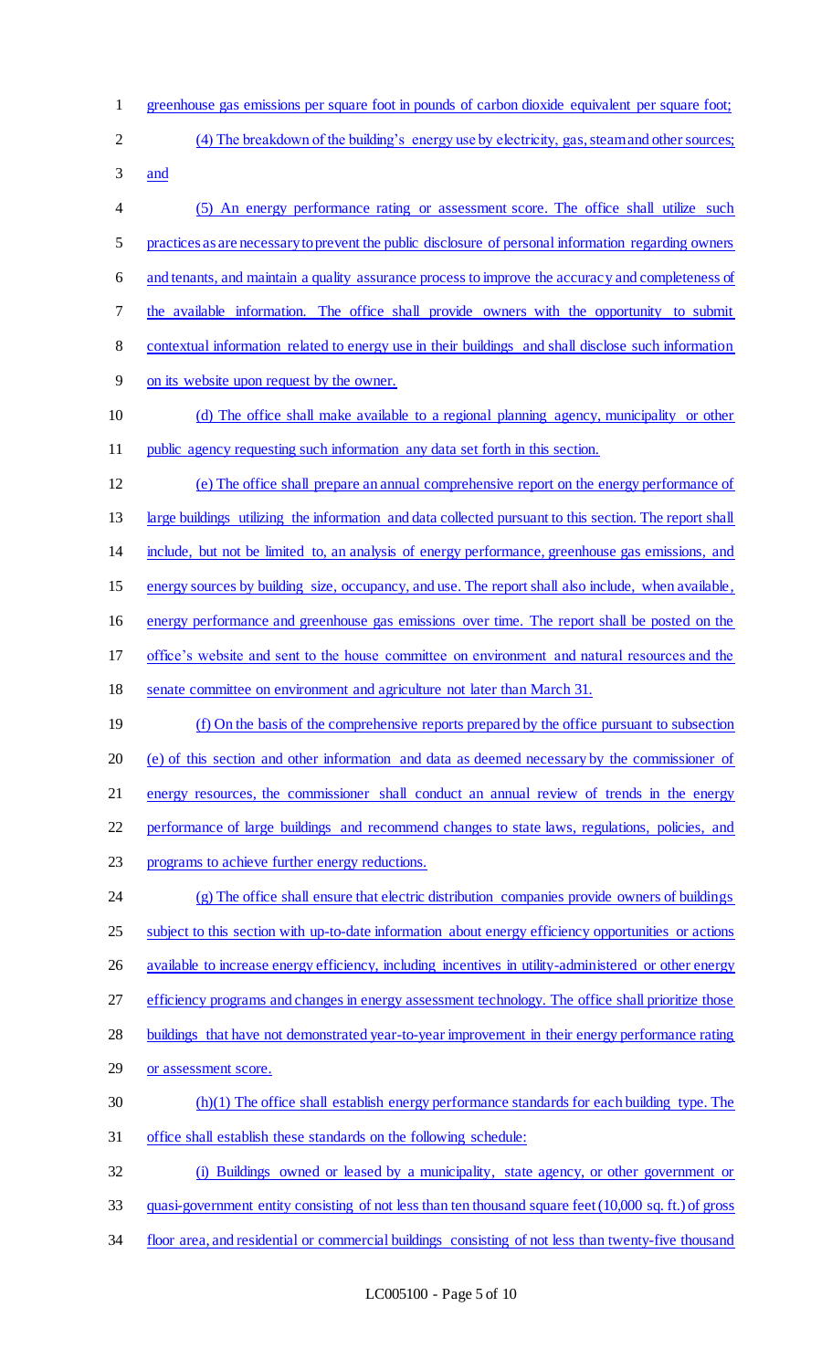greenhouse gas emissions per square foot in pounds of carbon dioxide equivalent per square foot;

(4) The breakdown of the building's energy use by electricity, gas, steam and other sources; and

(5) An energy performance rating or assessment score. The office shall utilize such practices as are necessary to prevent the public disclosure of personal information regarding owners and tenants, and maintain a quality assurance process to improve the accuracy and completeness of the available information. The office shall provide owners with the opportunity to submit contextual information related to energy use in their buildings and shall disclose such information on its website upon request by the owner.

(d) The office shall make available to a regional planning agency, municipality or other public agency requesting such information any data set forth in this section.

(e) The office shall prepare an annual comprehensive report on the energy performance of large buildings utilizing the information and data collected pursuant to this section. The report shall include, but not be limited to, an analysis of energy performance, greenhouse gas emissions, and energy sources by building size, occupancy, and use. The report shall also include, when available, energy performance and greenhouse gas emissions over time. The report shall be posted on the office's website and sent to the house committee on environment and natural resources and the senate committee on environment and agriculture not later than March 31.

(f) On the basis of the comprehensive reports prepared by the office pursuant to subsection (e) of this section and other information and data as deemed necessary by the commissioner of energy resources, the commissioner shall conduct an annual review of trends in the energy performance of large buildings and recommend changes to state laws, regulations, policies, and programs to achieve further energy reductions.

(g) The office shall ensure that electric distribution companies provide owners of buildings subject to this section with up-to-date information about energy efficiency opportunities or actions available to increase energy efficiency, including incentives in utility-administered or other energy efficiency programs and changes in energy assessment technology. The office shall prioritize those buildings that have not demonstrated year-to-year improvement in their energy performance rating or assessment score.

(h)(1) The office shall establish energy performance standards for each building type. The office shall establish these standards on the following schedule:

(i) Buildings owned or leased by a municipality, state agency, or other government or quasi-government entity consisting of not less than ten thousand square feet (10,000 sq. ft.) of gross floor area, and residential or commercial buildings consisting of not less than twenty-five thousand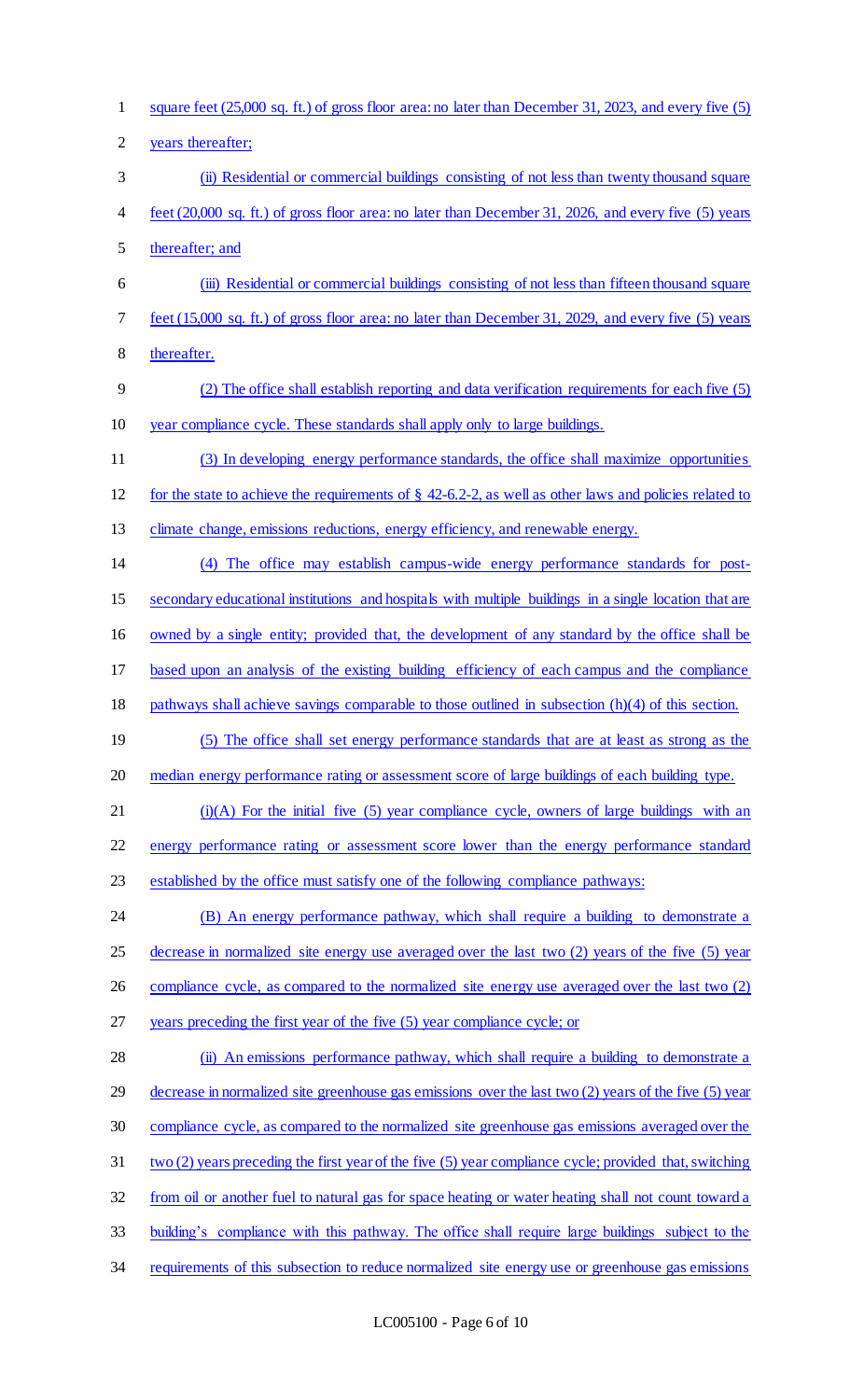square feet (25,000 sq. ft.) of gross floor area: no later than December 31, 2023, and every five (5) years thereafter;

(ii) Residential or commercial buildings consisting of not less than twenty thousand square feet (20,000 sq. ft.) of gross floor area: no later than December 31, 2026, and every five (5) years thereafter; and

(iii) Residential or commercial buildings consisting of not less than fifteen thousand square feet (15,000 sq. ft.) of gross floor area: no later than December 31, 2029, and every five (5) years thereafter.

(2) The office shall establish reporting and data verification requirements for each five (5) year compliance cycle. These standards shall apply only to large buildings.

(3) In developing energy performance standards, the office shall maximize opportunities for the state to achieve the requirements of § 42-6.2-2, as well as other laws and policies related to climate change, emissions reductions, energy efficiency, and renewable energy.

(4) The office may establish campus-wide energy performance standards for post-secondary educational institutions and hospitals with multiple buildings in a single location that are owned by a single entity; provided that, the development of any standard by the office shall be based upon an analysis of the existing building efficiency of each campus and the compliance pathways shall achieve savings comparable to those outlined in subsection (h)(4) of this section.

(5) The office shall set energy performance standards that are at least as strong as the median energy performance rating or assessment score of large buildings of each building type.

(i)(A) For the initial five (5) year compliance cycle, owners of large buildings with an energy performance rating or assessment score lower than the energy performance standard established by the office must satisfy one of the following compliance pathways:

(B) An energy performance pathway, which shall require a building to demonstrate a decrease in normalized site energy use averaged over the last two (2) years of the five (5) year compliance cycle, as compared to the normalized site energy use averaged over the last two (2) years preceding the first year of the five (5) year compliance cycle; or

(ii) An emissions performance pathway, which shall require a building to demonstrate a decrease in normalized site greenhouse gas emissions over the last two (2) years of the five (5) year compliance cycle, as compared to the normalized site greenhouse gas emissions averaged over the two (2) years preceding the first year of the five (5) year compliance cycle; provided that, switching from oil or another fuel to natural gas for space heating or water heating shall not count toward a building's compliance with this pathway. The office shall require large buildings subject to the requirements of this subsection to reduce normalized site energy use or greenhouse gas emissions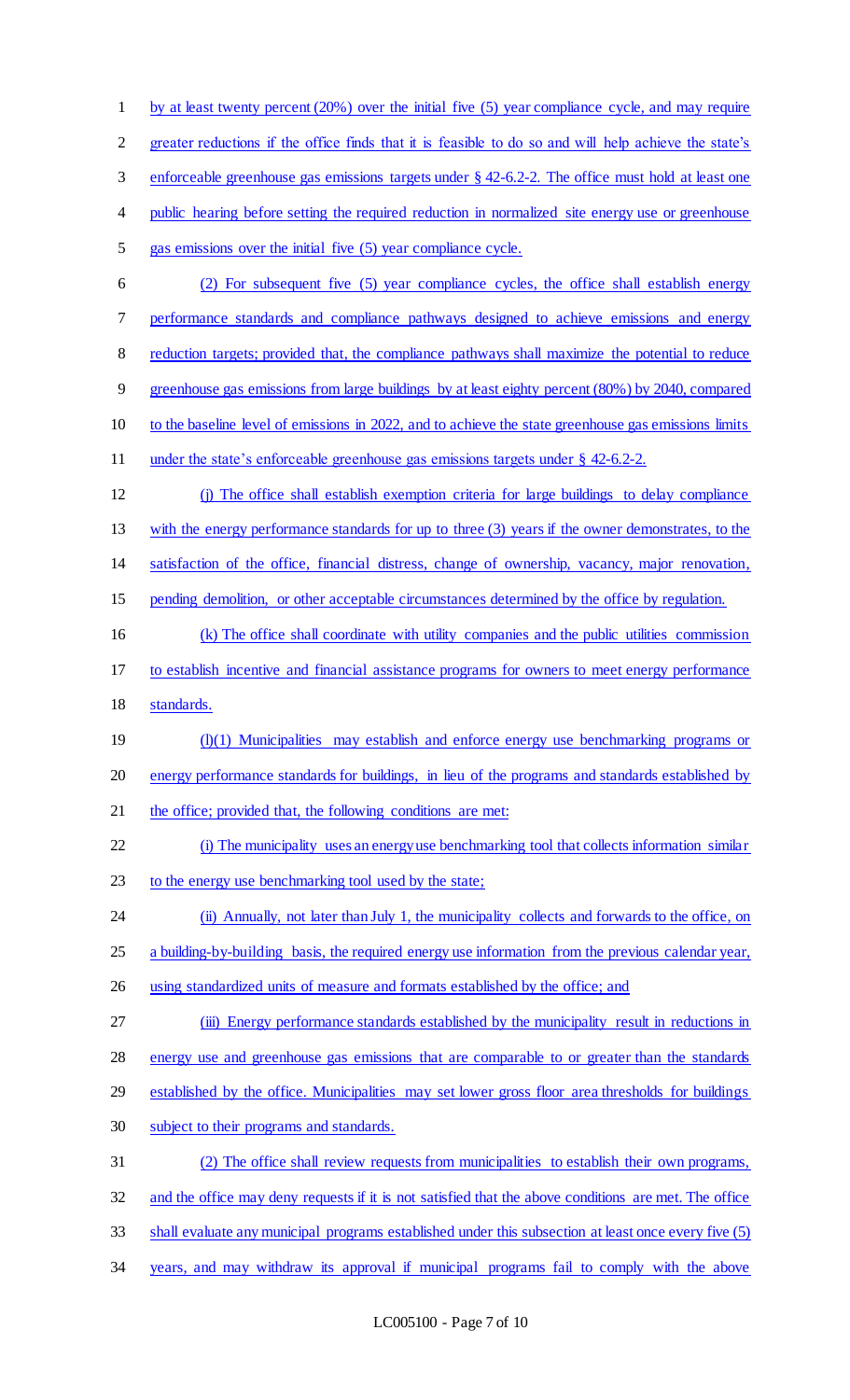by at least twenty percent (20%) over the initial five (5) year compliance cycle, and may require greater reductions if the office finds that it is feasible to do so and will help achieve the state's enforceable greenhouse gas emissions targets under § 42-6.2-2. The office must hold at least one public hearing before setting the required reduction in normalized site energy use or greenhouse gas emissions over the initial five (5) year compliance cycle.

(2) For subsequent five (5) year compliance cycles, the office shall establish energy performance standards and compliance pathways designed to achieve emissions and energy reduction targets; provided that, the compliance pathways shall maximize the potential to reduce greenhouse gas emissions from large buildings by at least eighty percent (80%) by 2040, compared to the baseline level of emissions in 2022, and to achieve the state greenhouse gas emissions limits under the state's enforceable greenhouse gas emissions targets under § 42-6.2-2.

(j) The office shall establish exemption criteria for large buildings to delay compliance with the energy performance standards for up to three (3) years if the owner demonstrates, to the satisfaction of the office, financial distress, change of ownership, vacancy, major renovation, pending demolition, or other acceptable circumstances determined by the office by regulation.

(k) The office shall coordinate with utility companies and the public utilities commission to establish incentive and financial assistance programs for owners to meet energy performance standards.

(l)(1) Municipalities may establish and enforce energy use benchmarking programs or energy performance standards for buildings, in lieu of the programs and standards established by the office; provided that, the following conditions are met:

(i) The municipality uses an energy use benchmarking tool that collects information similar to the energy use benchmarking tool used by the state;

(ii) Annually, not later than July 1, the municipality collects and forwards to the office, on a building-by-building basis, the required energy use information from the previous calendar year, using standardized units of measure and formats established by the office; and

(iii) Energy performance standards established by the municipality result in reductions in energy use and greenhouse gas emissions that are comparable to or greater than the standards established by the office. Municipalities may set lower gross floor area thresholds for buildings subject to their programs and standards.

(2) The office shall review requests from municipalities to establish their own programs, and the office may deny requests if it is not satisfied that the above conditions are met. The office shall evaluate any municipal programs established under this subsection at least once every five (5) years, and may withdraw its approval if municipal programs fail to comply with the above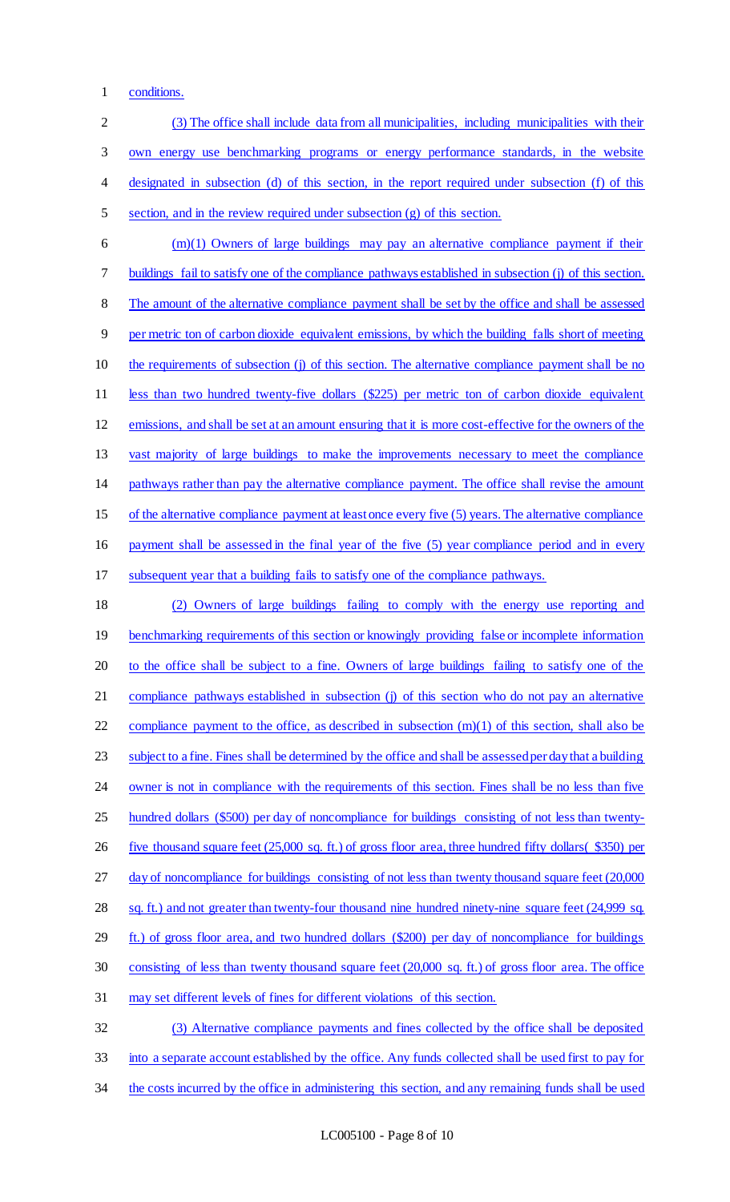conditions.

(3) The office shall include data from all municipalities, including municipalities with their own energy use benchmarking programs or energy performance standards, in the website designated in subsection (d) of this section, in the report required under subsection (f) of this section, and in the review required under subsection (g) of this section.

(m)(1) Owners of large buildings may pay an alternative compliance payment if their buildings fail to satisfy one of the compliance pathways established in subsection (j) of this section. The amount of the alternative compliance payment shall be set by the office and shall be assessed per metric ton of carbon dioxide equivalent emissions, by which the building falls short of meeting the requirements of subsection (j) of this section. The alternative compliance payment shall be no less than two hundred twenty-five dollars ($225) per metric ton of carbon dioxide equivalent emissions, and shall be set at an amount ensuring that it is more cost-effective for the owners of the vast majority of large buildings to make the improvements necessary to meet the compliance pathways rather than pay the alternative compliance payment. The office shall revise the amount of the alternative compliance payment at least once every five (5) years. The alternative compliance payment shall be assessed in the final year of the five (5) year compliance period and in every subsequent year that a building fails to satisfy one of the compliance pathways.

(2) Owners of large buildings failing to comply with the energy use reporting and benchmarking requirements of this section or knowingly providing false or incomplete information to the office shall be subject to a fine. Owners of large buildings failing to satisfy one of the compliance pathways established in subsection (j) of this section who do not pay an alternative compliance payment to the office, as described in subsection (m)(1) of this section, shall also be subject to a fine. Fines shall be determined by the office and shall be assessed per day that a building owner is not in compliance with the requirements of this section. Fines shall be no less than five hundred dollars ($500) per day of noncompliance for buildings consisting of not less than twenty-five thousand square feet (25,000 sq. ft.) of gross floor area, three hundred fifty dollars( $350) per day of noncompliance for buildings consisting of not less than twenty thousand square feet (20,000 sq. ft.) and not greater than twenty-four thousand nine hundred ninety-nine square feet (24,999 sq. ft.) of gross floor area, and two hundred dollars ($200) per day of noncompliance for buildings consisting of less than twenty thousand square feet (20,000 sq. ft.) of gross floor area. The office may set different levels of fines for different violations of this section.

(3) Alternative compliance payments and fines collected by the office shall be deposited into a separate account established by the office. Any funds collected shall be used first to pay for the costs incurred by the office in administering this section, and any remaining funds shall be used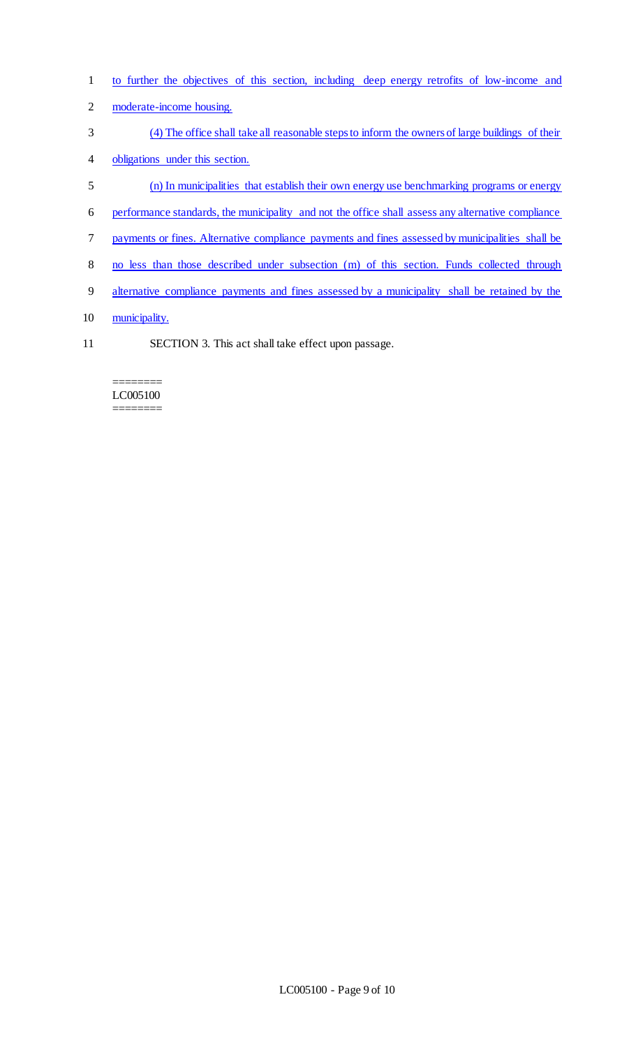to further the objectives of this section, including deep energy retrofits of low-income and moderate-income housing.

(4) The office shall take all reasonable steps to inform the owners of large buildings of their obligations under this section.

(n) In municipalities that establish their own energy use benchmarking programs or energy performance standards, the municipality and not the office shall assess any alternative compliance payments or fines. Alternative compliance payments and fines assessed by municipalities shall be no less than those described under subsection (m) of this section. Funds collected through alternative compliance payments and fines assessed by a municipality shall be retained by the municipality.

SECTION 3. This act shall take effect upon passage.

========
LC005100
========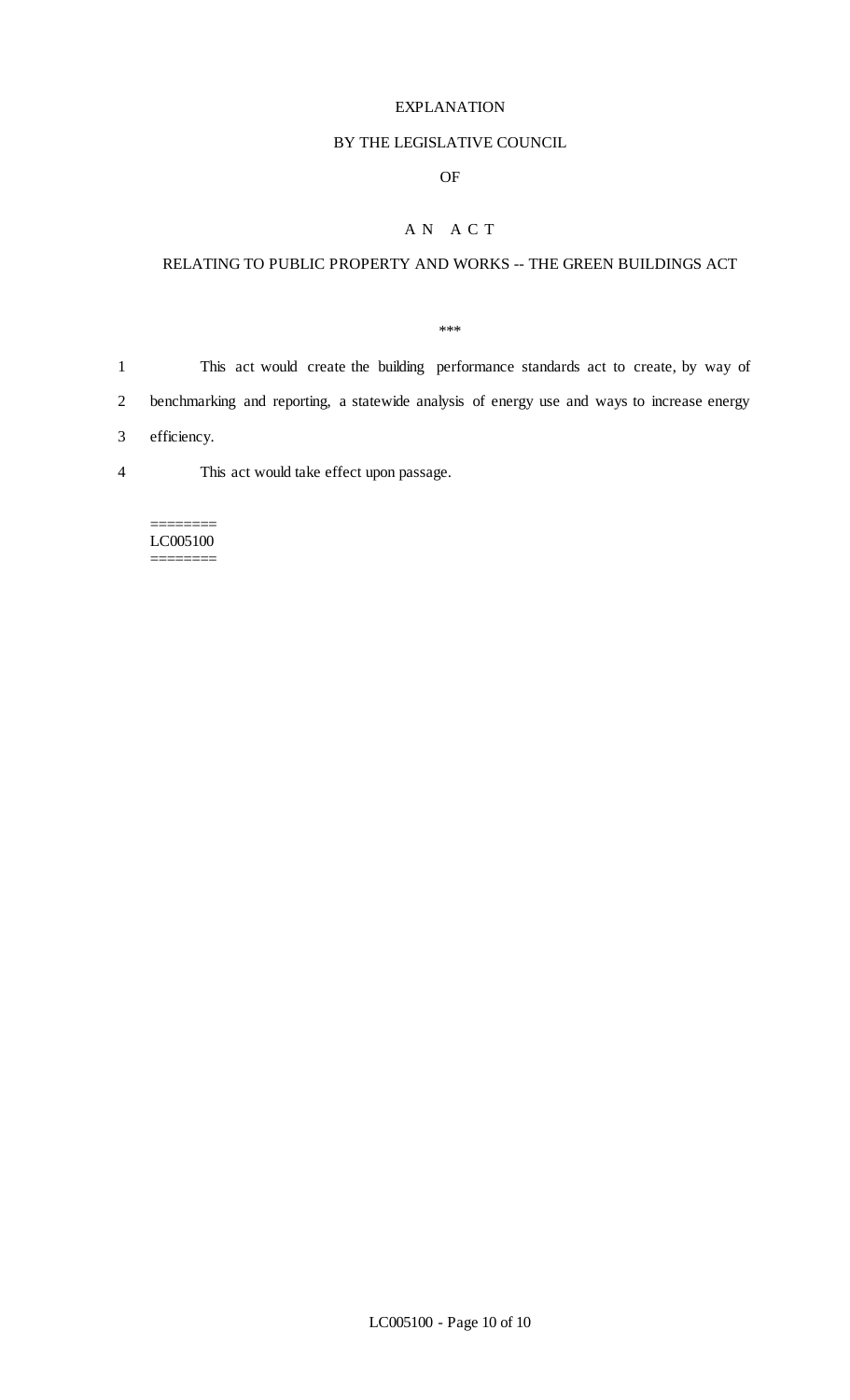EXPLANATION

BY THE LEGISLATIVE COUNCIL

OF

A N A C T

RELATING TO PUBLIC PROPERTY AND WORKS -- THE GREEN BUILDINGS ACT

***

This act would create the building performance standards act to create, by way of benchmarking and reporting, a statewide analysis of energy use and ways to increase energy efficiency.

This act would take effect upon passage.

========
LC005100
========